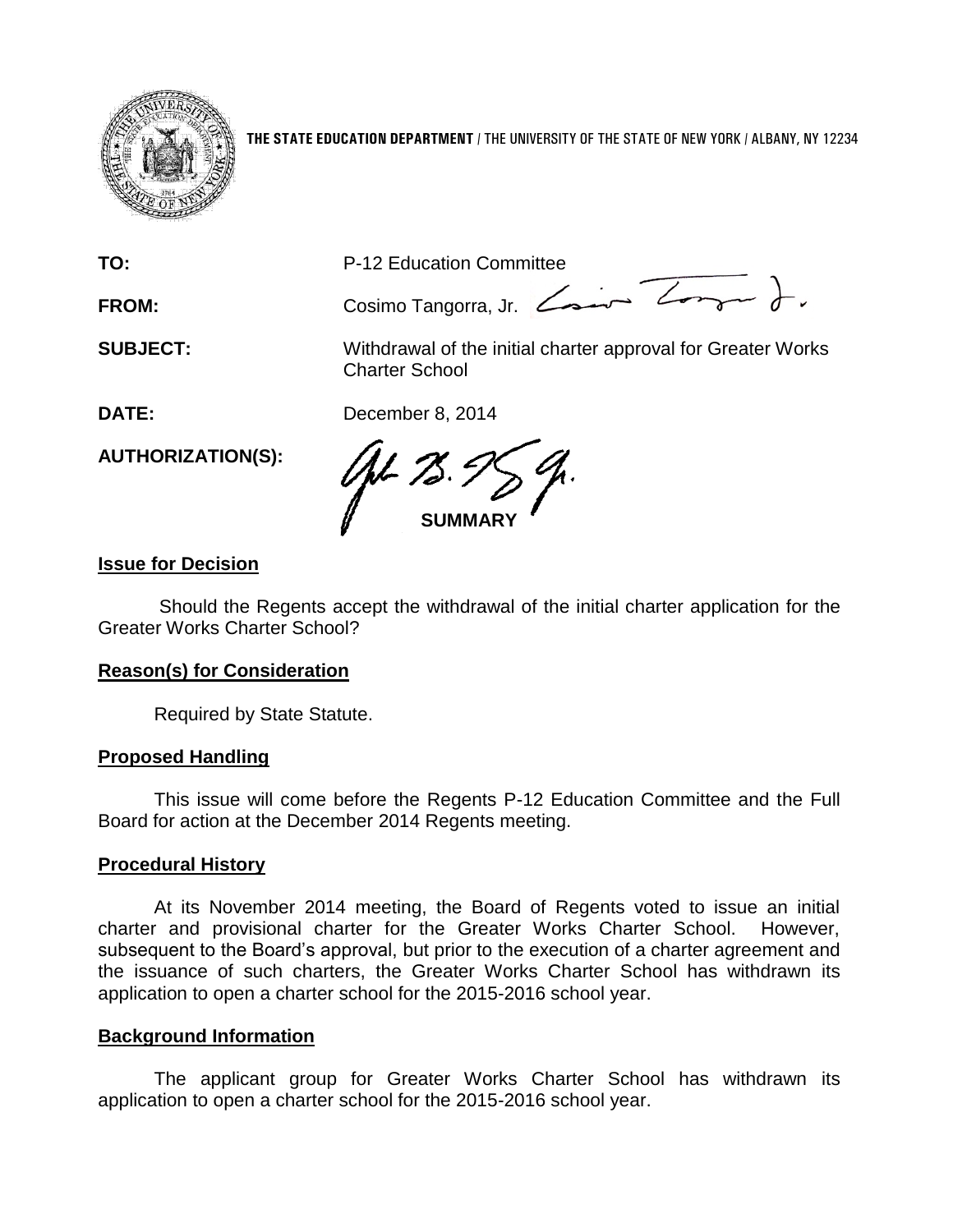**THE STATE EDUCATION DEPARTMENT** / THE UNIVERSITY OF THE STATE OF NEW YORK / ALBANY, NY 12234

| | |
|---|---|
| **TO:** | P-12 Education Committee |
| **FROM:** | Cosimo Tangorra, Jr. |
| **SUBJECT:** | Withdrawal of the initial charter approval for Greater Works Charter School |
| **DATE:** | December 8, 2014 |
| **AUTHORIZATION(S):** | |

**SUMMARY**

## Issue for Decision

Should the Regents accept the withdrawal of the initial charter application for the Greater Works Charter School?

## Reason(s) for Consideration

Required by State Statute.

## Proposed Handling

This issue will come before the Regents P-12 Education Committee and the Full Board for action at the December 2014 Regents meeting.

## Procedural History

At its November 2014 meeting, the Board of Regents voted to issue an initial charter and provisional charter for the Greater Works Charter School. However, subsequent to the Board's approval, but prior to the execution of a charter agreement and the issuance of such charters, the Greater Works Charter School has withdrawn its application to open a charter school for the 2015-2016 school year.

## Background Information

The applicant group for Greater Works Charter School has withdrawn its application to open a charter school for the 2015-2016 school year.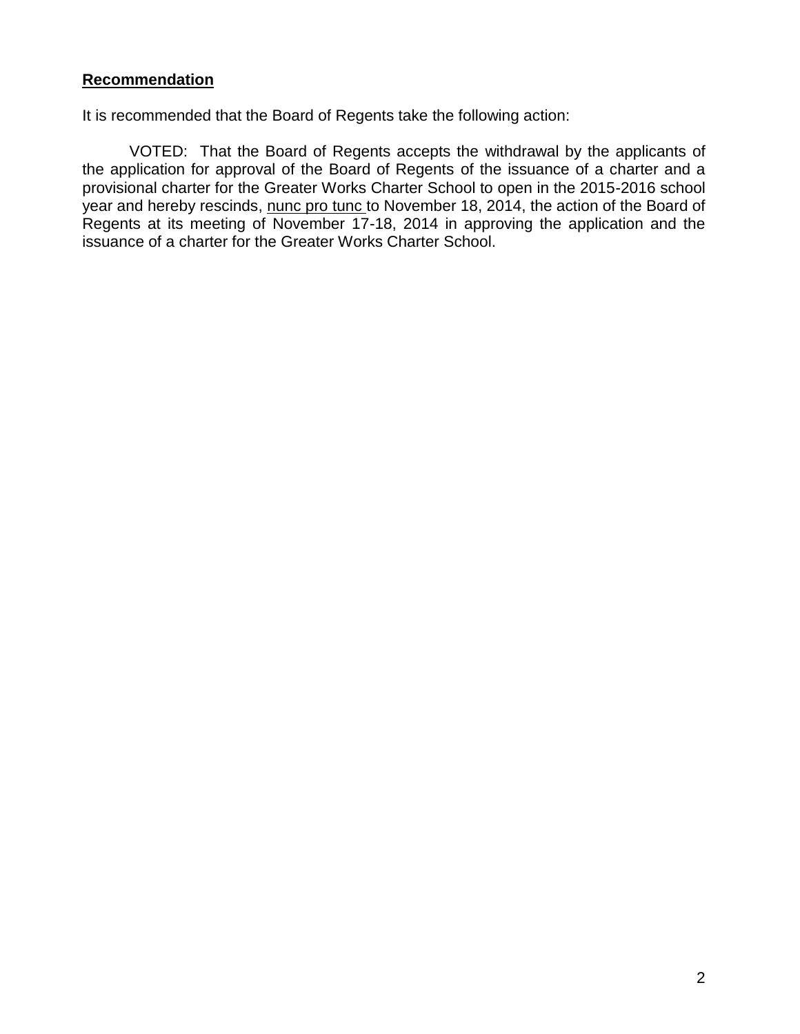**Recommendation**

It is recommended that the Board of Regents take the following action:

VOTED: That the Board of Regents accepts the withdrawal by the applicants of the application for approval of the Board of Regents of the issuance of a charter and a provisional charter for the Greater Works Charter School to open in the 2015-2016 school year and hereby rescinds, nunc pro tunc to November 18, 2014, the action of the Board of Regents at its meeting of November 17-18, 2014 in approving the application and the issuance of a charter for the Greater Works Charter School.